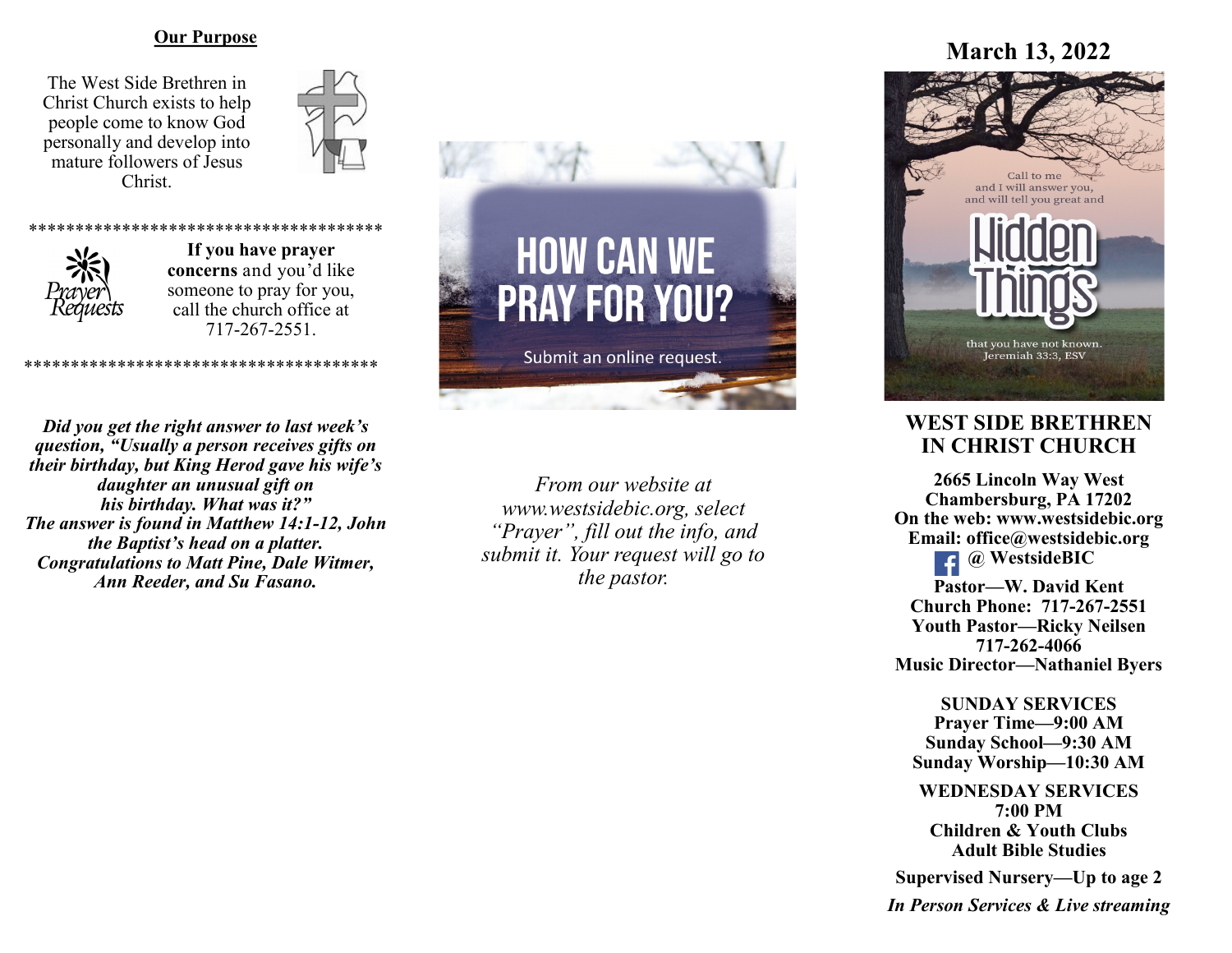## Our Purpose

The West Side Brethren in Christ Church exists to help people come to know God personally and develop into mature followers of Jesus Christ.

**************************************

**If you have prayer concerns** and you'd like someone to pray for you, call the church office at 717-267-2551.

**************************************

***Did you get the right answer to last week's question, "Usually a person receives gifts on their birthday, but King Herod gave his wife's daughter an unusual gift on his birthday. What was it?"***
***The answer is found in Matthew 14:1-12, John the Baptist's head on a platter.***
***Congratulations to Matt Pine, Dale Witmer, Ann Reeder, and Su Fasano.***

HOW CAN WE PRAY FOR YOU?

Submit an online request.

*From our website at www.westsidebic.org, select "Prayer", fill out the info, and submit it. Your request will go to the pastor.*

## March 13, 2022

Call to me and I will answer you, and will tell you great and Hidden Things that you have not known. Jeremiah 33:3, ESV

## WEST SIDE BRETHREN IN CHRIST CHURCH

**2665 Lincoln Way West**
**Chambersburg, PA 17202**
**On the web: www.westsidebic.org**
**Email: office@westsidebic.org**
**@ WestsideBIC**

**Pastor—W. David Kent**
**Church Phone: 717-267-2551**
**Youth Pastor—Ricky Neilsen**
**717-262-4066**
**Music Director—Nathaniel Byers**

**SUNDAY SERVICES**
**Prayer Time—9:00 AM**
**Sunday School—9:30 AM**
**Sunday Worship—10:30 AM**

**WEDNESDAY SERVICES**
**7:00 PM**
**Children & Youth Clubs**
**Adult Bible Studies**

**Supervised Nursery—Up to age 2**

***In Person Services & Live streaming***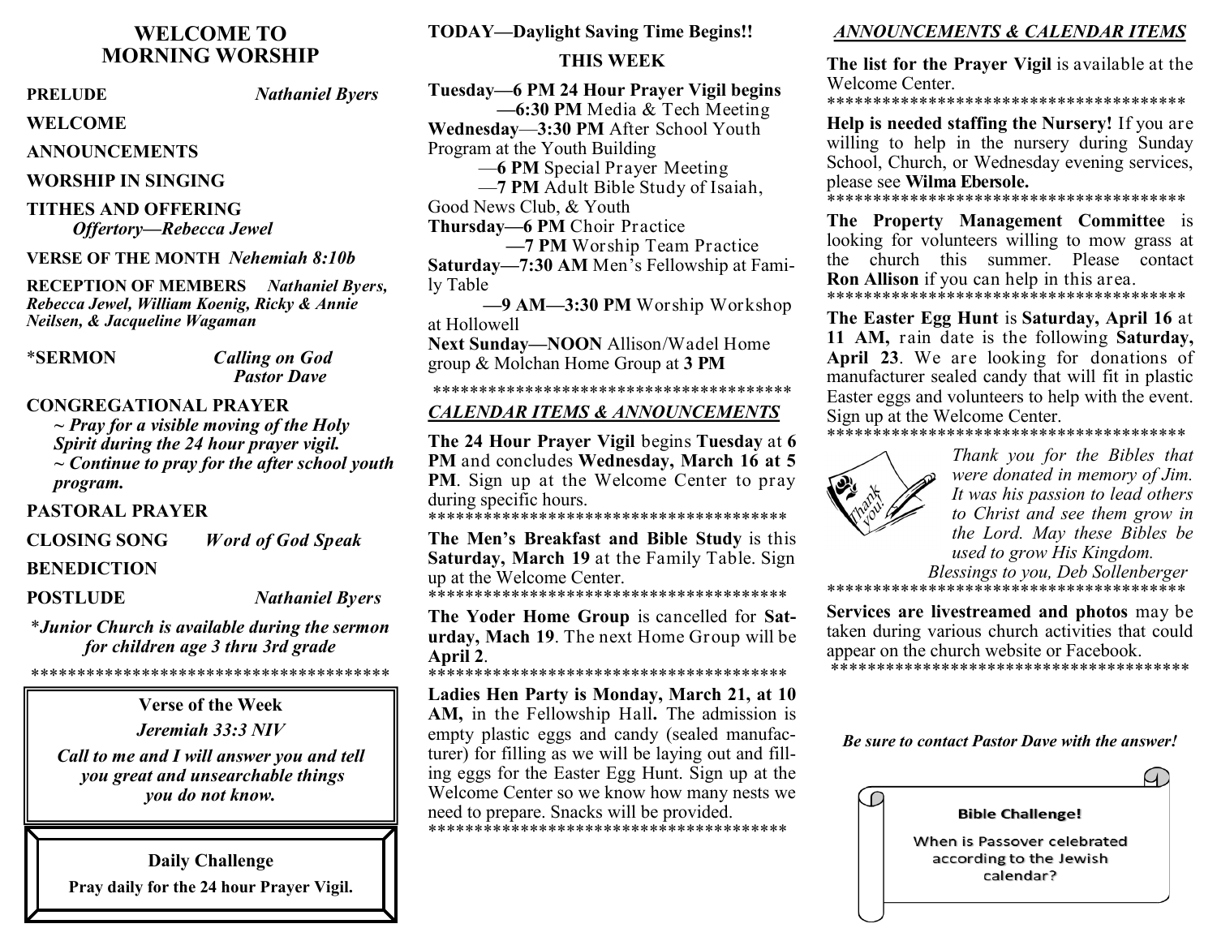## WELCOME TO MORNING WORSHIP

**PRELUDE** *Nathaniel Byers*

**WELCOME**

**ANNOUNCEMENTS**

**WORSHIP IN SINGING**

**TITHES AND OFFERING**
*Offertory—Rebecca Jewel*

**VERSE OF THE MONTH** *Nehemiah 8:10b*

**RECEPTION OF MEMBERS** *Nathaniel Byers, Rebecca Jewel, William Koenig, Ricky & Annie Neilsen, & Jacqueline Wagaman*

**\*SERMON** *Calling on God*
*Pastor Dave*

**CONGREGATIONAL PRAYER**
*~ Pray for a visible moving of the Holy Spirit during the 24 hour prayer vigil.*
*~ Continue to pray for the after school youth program.*

**PASTORAL PRAYER**

**CLOSING SONG** *Word of God Speak*

**BENEDICTION**

**POSTLUDE** *Nathaniel Byers*

*\*Junior Church is available during the sermon for children age 3 thru 3rd grade*

\*\*\*\*\*\*\*\*\*\*\*\*\*\*\*\*\*\*\*\*\*\*\*\*\*\*\*\*\*\*\*\*\*\*\*\*\*\*\*

**Verse of the Week**

***Jeremiah 33:3 NIV***

***Call to me and I will answer you and tell you great and unsearchable things you do not know.***

**Daily Challenge**

**Pray daily for the 24 hour Prayer Vigil.**

**TODAY—Daylight Saving Time Begins!!**

### THIS WEEK

**Tuesday—6 PM 24 Hour Prayer Vigil begins**
**—6:30 PM** Media & Tech Meeting
**Wednesday**—**3:30 PM** After School Youth Program at the Youth Building
—**6 PM** Special Prayer Meeting
—**7 PM** Adult Bible Study of Isaiah, Good News Club, & Youth
**Thursday—6 PM** Choir Practice
**—7 PM** Worship Team Practice
**Saturday—7:30 AM** Men's Fellowship at Family Table
**—9 AM—3:30 PM** Worship Workshop at Hollowell
**Next Sunday—NOON** Allison/Wadel Home group & Molchan Home Group at **3 PM**

\*\*\*\*\*\*\*\*\*\*\*\*\*\*\*\*\*\*\*\*\*\*\*\*\*\*\*\*\*\*\*\*\*\*\*\*\*\*\*

### *CALENDAR ITEMS & ANNOUNCEMENTS*

**The 24 Hour Prayer Vigil** begins **Tuesday** at **6 PM** and concludes **Wednesday, March 16 at 5 PM**. Sign up at the Welcome Center to pray during specific hours.

\*\*\*\*\*\*\*\*\*\*\*\*\*\*\*\*\*\*\*\*\*\*\*\*\*\*\*\*\*\*\*\*\*\*\*\*\*\*\*

**The Men's Breakfast and Bible Study** is this **Saturday, March 19** at the Family Table. Sign up at the Welcome Center.

\*\*\*\*\*\*\*\*\*\*\*\*\*\*\*\*\*\*\*\*\*\*\*\*\*\*\*\*\*\*\*\*\*\*\*\*\*\*\*

**The Yoder Home Group** is cancelled for **Saturday, Mach 19**. The next Home Group will be **April 2**.

\*\*\*\*\*\*\*\*\*\*\*\*\*\*\*\*\*\*\*\*\*\*\*\*\*\*\*\*\*\*\*\*\*\*\*\*\*\*\*

**Ladies Hen Party is Monday, March 21, at 10 AM,** in the Fellowship Hall**.** The admission is empty plastic eggs and candy (sealed manufacturer) for filling as we will be laying out and filling eggs for the Easter Egg Hunt. Sign up at the Welcome Center so we know how many nests we need to prepare. Snacks will be provided.

\*\*\*\*\*\*\*\*\*\*\*\*\*\*\*\*\*\*\*\*\*\*\*\*\*\*\*\*\*\*\*\*\*\*\*\*\*\*\*

### *ANNOUNCEMENTS & CALENDAR ITEMS*

**The list for the Prayer Vigil** is available at the Welcome Center.

\*\*\*\*\*\*\*\*\*\*\*\*\*\*\*\*\*\*\*\*\*\*\*\*\*\*\*\*\*\*\*\*\*\*\*\*\*\*\*

**Help is needed staffing the Nursery!** If you are willing to help in the nursery during Sunday School, Church, or Wednesday evening services, please see **Wilma Ebersole.**

\*\*\*\*\*\*\*\*\*\*\*\*\*\*\*\*\*\*\*\*\*\*\*\*\*\*\*\*\*\*\*\*\*\*\*\*\*\*\*

**The Property Management Committee** is looking for volunteers willing to mow grass at the church this summer. Please contact **Ron Allison** if you can help in this area.

\*\*\*\*\*\*\*\*\*\*\*\*\*\*\*\*\*\*\*\*\*\*\*\*\*\*\*\*\*\*\*\*\*\*\*\*\*\*\*

**The Easter Egg Hunt** is **Saturday, April 16** at **11 AM,** rain date is the following **Saturday, April 23**. We are looking for donations of manufacturer sealed candy that will fit in plastic Easter eggs and volunteers to help with the event. Sign up at the Welcome Center.

\*\*\*\*\*\*\*\*\*\*\*\*\*\*\*\*\*\*\*\*\*\*\*\*\*\*\*\*\*\*\*\*\*\*\*\*\*\*\*

*Thank you for the Bibles that were donated in memory of Jim. It was his passion to lead others to Christ and see them grow in the Lord. May these Bibles be used to grow His Kingdom.*
*Blessings to you, Deb Sollenberger*

\*\*\*\*\*\*\*\*\*\*\*\*\*\*\*\*\*\*\*\*\*\*\*\*\*\*\*\*\*\*\*\*\*\*\*\*\*\*\*

**Services are livestreamed and photos** may be taken during various church activities that could appear on the church website or Facebook.

\*\*\*\*\*\*\*\*\*\*\*\*\*\*\*\*\*\*\*\*\*\*\*\*\*\*\*\*\*\*\*\*\*\*\*\*\*\*\*

***Be sure to contact Pastor Dave with the answer!***

**Bible Challenge!**

When is Passover celebrated according to the Jewish calendar?